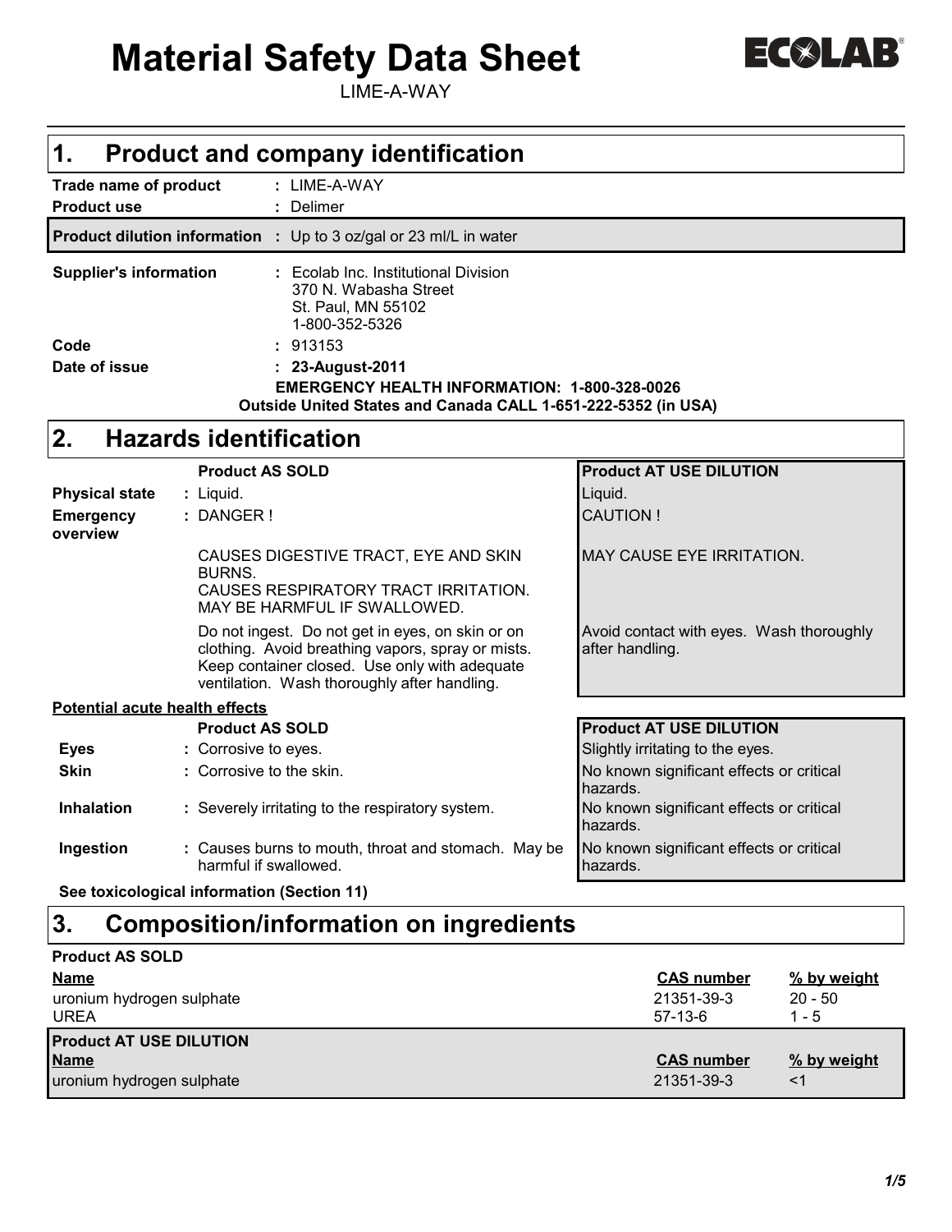# Material Safety Data Sheet

LIME-A-WAY

ECOLAB®

## 1. Product and company identification

**Trade name of product** : LIME-A-WAY

**Product use** : Delimer

**Product dilution information** : Up to 3 oz/gal or 23 ml/L in water

**Supplier's information** : Ecolab Inc. Institutional Division
370 N. Wabasha Street
St. Paul, MN 55102
1-800-352-5326

**Code** : 913153

**Date of issue** : **23-August-2011**

**EMERGENCY HEALTH INFORMATION: 1-800-328-0026**
**Outside United States and Canada CALL 1-651-222-5352 (in USA)**

## 2. Hazards identification

| | Product AS SOLD | Product AT USE DILUTION |
|---|---|---|
| **Physical state** | Liquid. | Liquid. |
| **Emergency overview** | DANGER ! | CAUTION ! |
| | CAUSES DIGESTIVE TRACT, EYE AND SKIN BURNS. CAUSES RESPIRATORY TRACT IRRITATION. MAY BE HARMFUL IF SWALLOWED. | MAY CAUSE EYE IRRITATION. |
| | Do not ingest. Do not get in eyes, on skin or on clothing. Avoid breathing vapors, spray or mists. Keep container closed. Use only with adequate ventilation. Wash thoroughly after handling. | Avoid contact with eyes. Wash thoroughly after handling. |

**Potential acute health effects**

| | Product AS SOLD | Product AT USE DILUTION |
|---|---|---|
| **Eyes** | Corrosive to eyes. | Slightly irritating to the eyes. |
| **Skin** | Corrosive to the skin. | No known significant effects or critical hazards. |
| **Inhalation** | Severely irritating to the respiratory system. | No known significant effects or critical hazards. |
| **Ingestion** | Causes burns to mouth, throat and stomach. May be harmful if swallowed. | No known significant effects or critical hazards. |

**See toxicological information (Section 11)**

## 3. Composition/information on ingredients

**Product AS SOLD**

| Name | CAS number | % by weight |
|---|---|---|
| uronium hydrogen sulphate | 21351-39-3 | 20 - 50 |
| UREA | 57-13-6 | 1 - 5 |

**Product AT USE DILUTION**

| Name | CAS number | % by weight |
|---|---|---|
| uronium hydrogen sulphate | 21351-39-3 | <1 |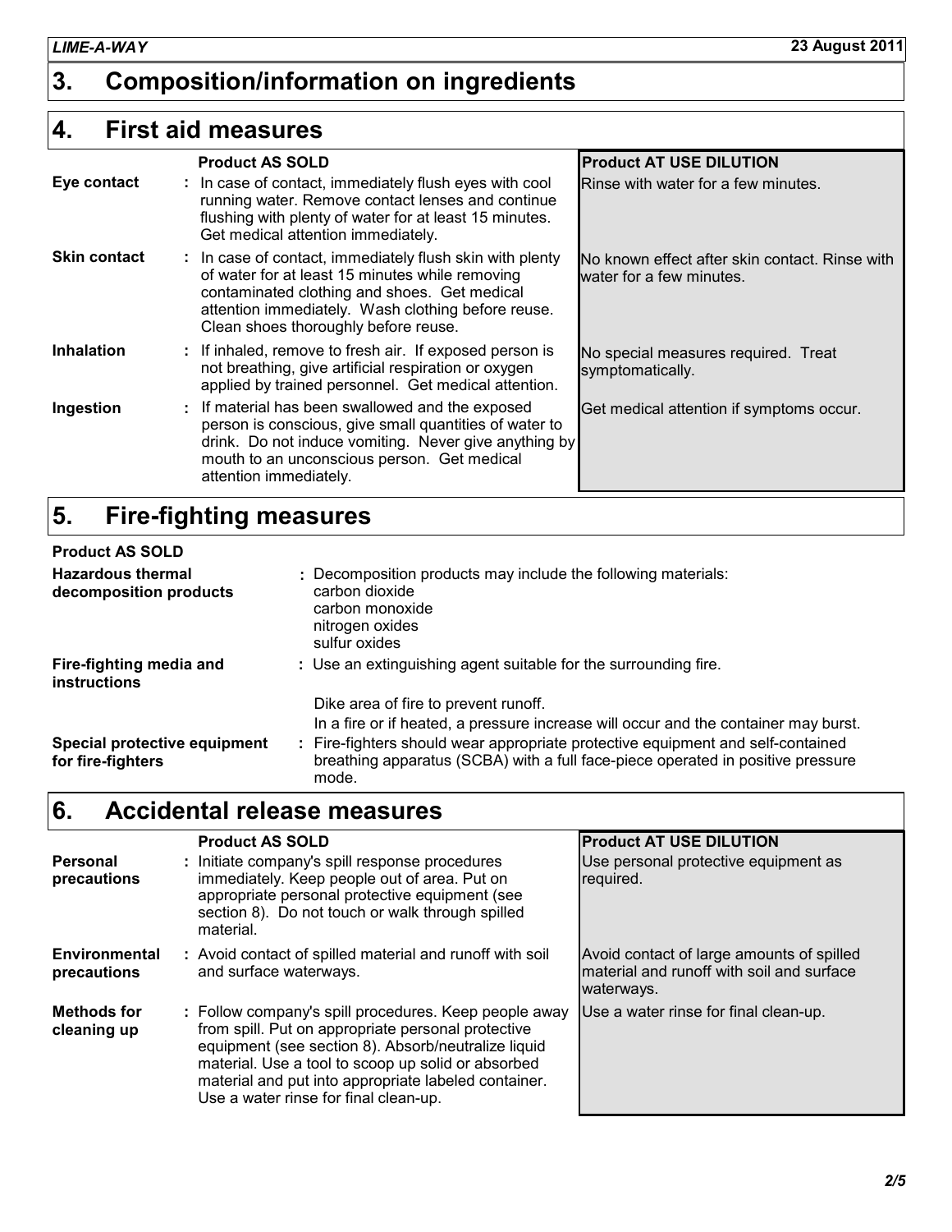## 3. Composition/information on ingredients

## 4. First aid measures

| | Product AS SOLD | Product AT USE DILUTION |
|---|---|---|
| **Eye contact** | In case of contact, immediately flush eyes with cool running water. Remove contact lenses and continue flushing with plenty of water for at least 15 minutes. Get medical attention immediately. | Rinse with water for a few minutes. |
| **Skin contact** | In case of contact, immediately flush skin with plenty of water for at least 15 minutes while removing contaminated clothing and shoes. Get medical attention immediately. Wash clothing before reuse. Clean shoes thoroughly before reuse. | No known effect after skin contact. Rinse with water for a few minutes. |
| **Inhalation** | If inhaled, remove to fresh air. If exposed person is not breathing, give artificial respiration or oxygen applied by trained personnel. Get medical attention. | No special measures required. Treat symptomatically. |
| **Ingestion** | If material has been swallowed and the exposed person is conscious, give small quantities of water to drink. Do not induce vomiting. Never give anything by mouth to an unconscious person. Get medical attention immediately. | Get medical attention if symptoms occur. |

## 5. Fire-fighting measures

**Product AS SOLD**

**Hazardous thermal decomposition products** : Decomposition products may include the following materials:
carbon dioxide
carbon monoxide
nitrogen oxides
sulfur oxides

**Fire-fighting media and instructions** : Use an extinguishing agent suitable for the surrounding fire.

Dike area of fire to prevent runoff.

In a fire or if heated, a pressure increase will occur and the container may burst.

**Special protective equipment for fire-fighters** : Fire-fighters should wear appropriate protective equipment and self-contained breathing apparatus (SCBA) with a full face-piece operated in positive pressure mode.

## 6. Accidental release measures

| | Product AS SOLD | Product AT USE DILUTION |
|---|---|---|
| **Personal precautions** | Initiate company's spill response procedures immediately. Keep people out of area. Put on appropriate personal protective equipment (see section 8). Do not touch or walk through spilled material. | Use personal protective equipment as required. |
| **Environmental precautions** | Avoid contact of spilled material and runoff with soil and surface waterways. | Avoid contact of large amounts of spilled material and runoff with soil and surface waterways. |
| **Methods for cleaning up** | Follow company's spill procedures. Keep people away from spill. Put on appropriate personal protective equipment (see section 8). Absorb/neutralize liquid material. Use a tool to scoop up solid or absorbed material and put into appropriate labeled container. Use a water rinse for final clean-up. | Use a water rinse for final clean-up. |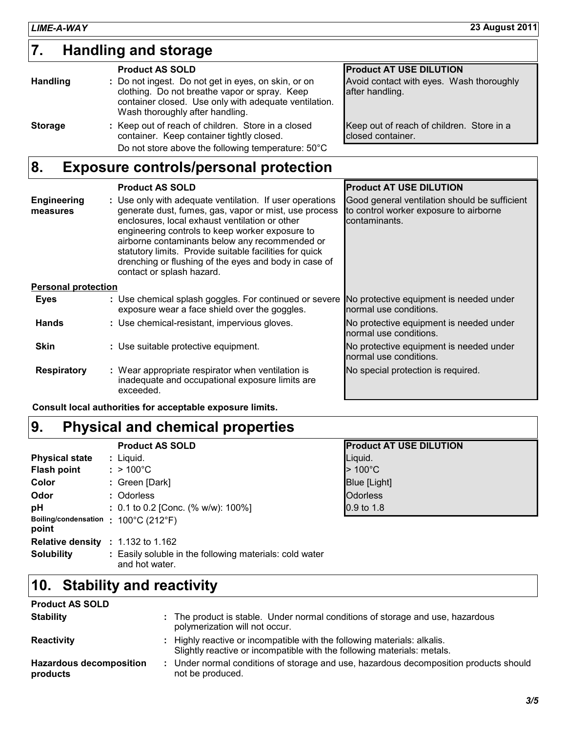## 7. Handling and storage

| | Product AS SOLD | Product AT USE DILUTION |
| --- | --- | --- |
| **Handling** | Do not ingest. Do not get in eyes, on skin, or on clothing. Do not breathe vapor or spray. Keep container closed. Use only with adequate ventilation. Wash thoroughly after handling. | Avoid contact with eyes. Wash thoroughly after handling. |
| **Storage** | Keep out of reach of children. Store in a closed container. Keep container tightly closed. Do not store above the following temperature: 50°C | Keep out of reach of children. Store in a closed container. |

## 8. Exposure controls/personal protection

| | Product AS SOLD | Product AT USE DILUTION |
| --- | --- | --- |
| **Engineering measures** | Use only with adequate ventilation. If user operations generate dust, fumes, gas, vapor or mist, use process enclosures, local exhaust ventilation or other engineering controls to keep worker exposure to airborne contaminants below any recommended or statutory limits. Provide suitable facilities for quick drenching or flushing of the eyes and body in case of contact or splash hazard. | Good general ventilation should be sufficient to control worker exposure to airborne contaminants. |
| **Personal protection** | | |
| **Eyes** | Use chemical splash goggles. For continued or severe exposure wear a face shield over the goggles. | No protective equipment is needed under normal use conditions. |
| **Hands** | Use chemical-resistant, impervious gloves. | No protective equipment is needed under normal use conditions. |
| **Skin** | Use suitable protective equipment. | No protective equipment is needed under normal use conditions. |
| **Respiratory** | Wear appropriate respirator when ventilation is inadequate and occupational exposure limits are exceeded. | No special protection is required. |

**Consult local authorities for acceptable exposure limits.**

## 9. Physical and chemical properties

| | Product AS SOLD | Product AT USE DILUTION |
| --- | --- | --- |
| **Physical state** | Liquid. | Liquid. |
| **Flash point** | > 100°C | > 100°C |
| **Color** | Green [Dark] | Blue [Light] |
| **Odor** | Odorless | Odorless |
| **pH** | 0.1 to 0.2 [Conc. (% w/w): 100%] | 0.9 to 1.8 |
| **Boiling/condensation point** | 100°C (212°F) | |
| **Relative density** | 1.132 to 1.162 | |
| **Solubility** | Easily soluble in the following materials: cold water and hot water. | |

## 10. Stability and reactivity

**Product AS SOLD**

| | |
| --- | --- |
| **Stability** | The product is stable. Under normal conditions of storage and use, hazardous polymerization will not occur. |
| **Reactivity** | Highly reactive or incompatible with the following materials: alkalis. Slightly reactive or incompatible with the following materials: metals. |
| **Hazardous decomposition products** | Under normal conditions of storage and use, hazardous decomposition products should not be produced. |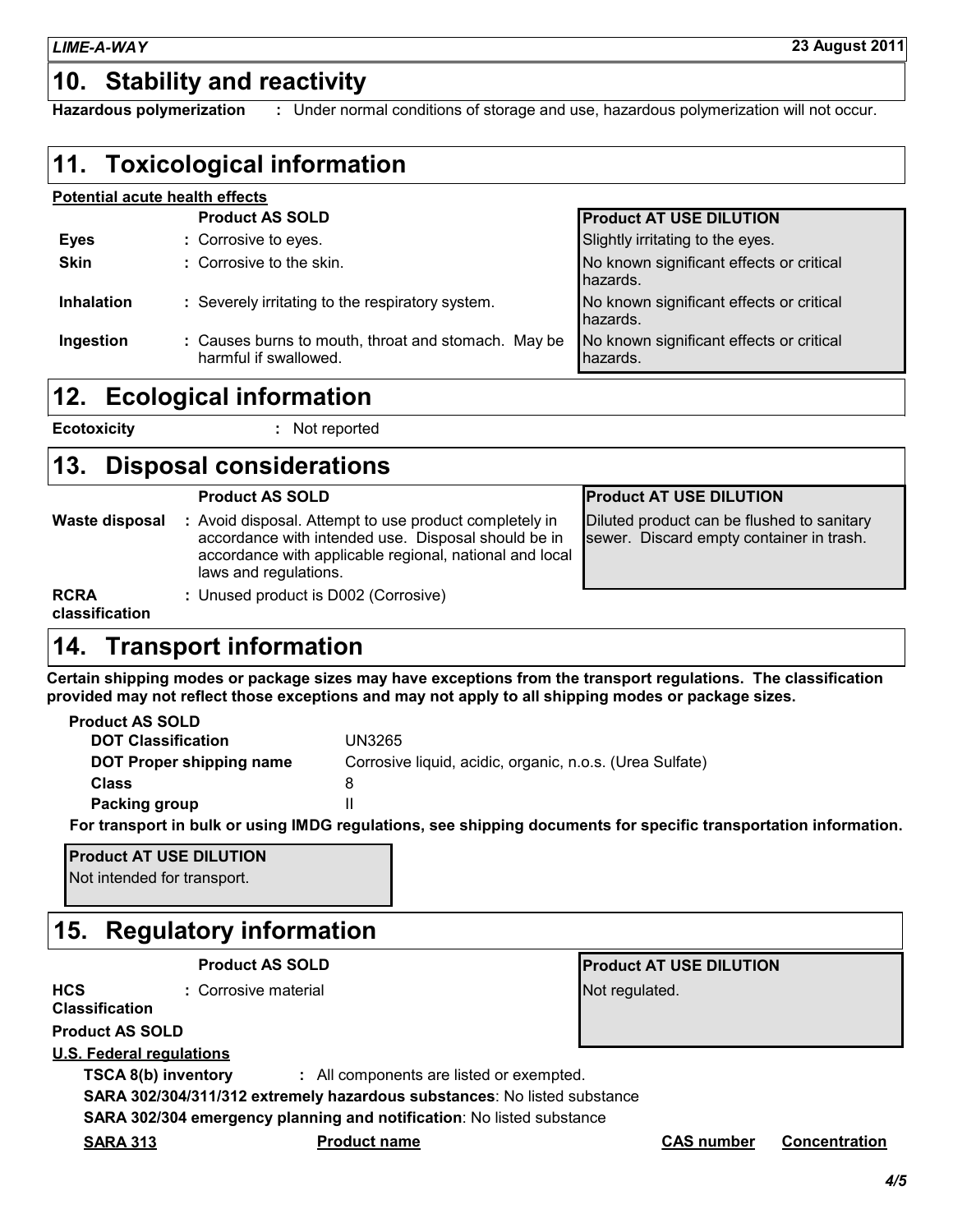## 10. Stability and reactivity

**Hazardous polymerization** : Under normal conditions of storage and use, hazardous polymerization will not occur.

## 11. Toxicological information

**Potential acute health effects**

| | Product AS SOLD | Product AT USE DILUTION |
|---|---|---|
| **Eyes** | : Corrosive to eyes. | Slightly irritating to the eyes. |
| **Skin** | : Corrosive to the skin. | No known significant effects or critical hazards. |
| **Inhalation** | : Severely irritating to the respiratory system. | No known significant effects or critical hazards. |
| **Ingestion** | : Causes burns to mouth, throat and stomach. May be harmful if swallowed. | No known significant effects or critical hazards. |

## 12. Ecological information

**Ecotoxicity** : Not reported

## 13. Disposal considerations

| | Product AS SOLD | Product AT USE DILUTION |
|---|---|---|
| **Waste disposal** | : Avoid disposal. Attempt to use product completely in accordance with intended use. Disposal should be in accordance with applicable regional, national and local laws and regulations. | Diluted product can be flushed to sanitary sewer. Discard empty container in trash. |
| **RCRA classification** | : Unused product is D002 (Corrosive) | |

## 14. Transport information

**Certain shipping modes or package sizes may have exceptions from the transport regulations. The classification provided may not reflect those exceptions and may not apply to all shipping modes or package sizes.**

**Product AS SOLD**

| | |
|---|---|
| **DOT Classification** | UN3265 |
| **DOT Proper shipping name** | Corrosive liquid, acidic, organic, n.o.s. (Urea Sulfate) |
| **Class** | 8 |
| **Packing group** | II |

**For transport in bulk or using IMDG regulations, see shipping documents for specific transportation information.**

**Product AT USE DILUTION**

Not intended for transport.

## 15. Regulatory information

| | Product AS SOLD | Product AT USE DILUTION |
|---|---|---|
| **HCS Classification** | : Corrosive material | Not regulated. |

**Product AS SOLD**

**U.S. Federal regulations**

**TSCA 8(b) inventory** : All components are listed or exempted.

**SARA 302/304/311/312 extremely hazardous substances**: No listed substance

**SARA 302/304 emergency planning and notification**: No listed substance

| SARA 313 | Product name | CAS number | Concentration |
|---|---|---|---|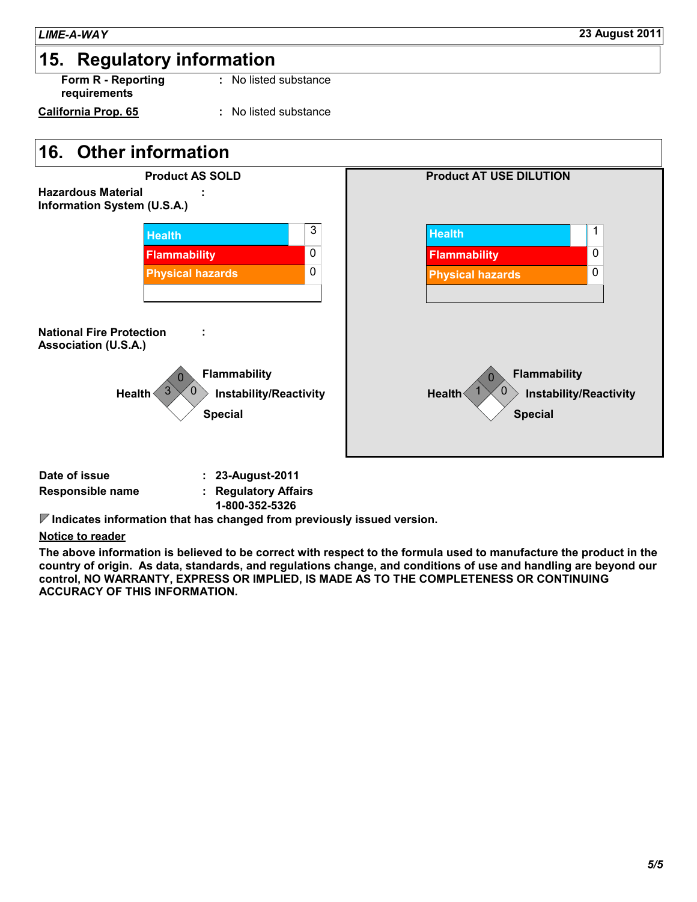## 15. Regulatory information

**Form R - Reporting requirements** : No listed substance

**California Prop. 65** : No listed substance

## 16. Other information

**Product AS SOLD**

**Hazardous Material Information System (U.S.A.)** :

| | |
|---|---|
| Health | 3 |
| Flammability | 0 |
| Physical hazards | 0 |

**National Fire Protection Association (U.S.A.)** :

Flammability 0

Health 3

Instability/Reactivity 0

Special

**Product AT USE DILUTION**

| | |
|---|---|
| Health | 1 |
| Flammability | 0 |
| Physical hazards | 0 |

Flammability 0

Health 1

Instability/Reactivity 0

Special

**Date of issue** : **23-August-2011**

**Responsible name** : **Regulatory Affairs 1-800-352-5326**

**Indicates information that has changed from previously issued version.**

**Notice to reader**

**The above information is believed to be correct with respect to the formula used to manufacture the product in the country of origin. As data, standards, and regulations change, and conditions of use and handling are beyond our control, NO WARRANTY, EXPRESS OR IMPLIED, IS MADE AS TO THE COMPLETENESS OR CONTINUING ACCURACY OF THIS INFORMATION.**